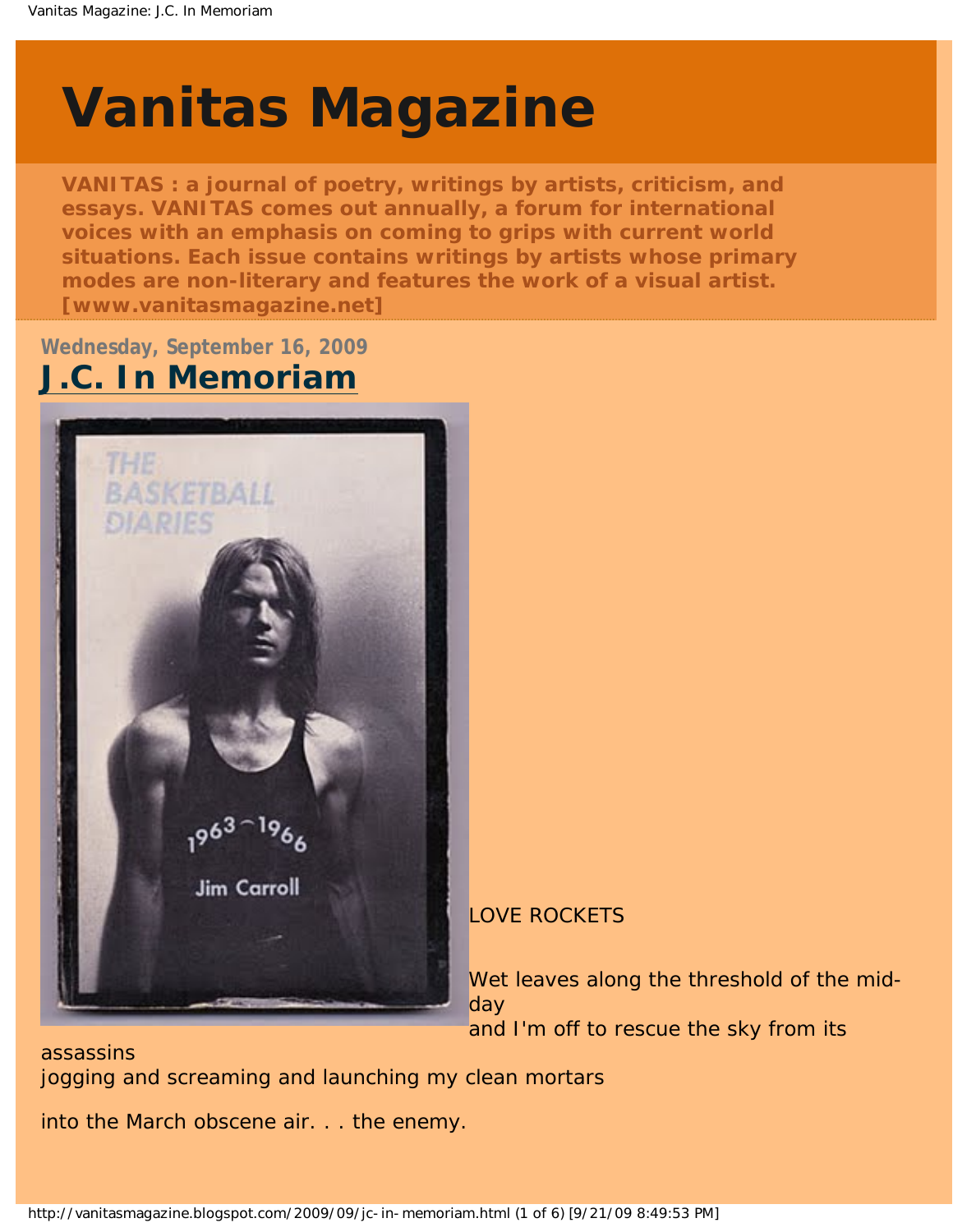# Vanitas Magazine

**VANITAS : a journal of poetry, writings by artists, criticism, and essays. VANITAS comes out annually, a forum for international voices with an emphasis on coming to grips with current world situations. Each issue contains writings by artists whose primary modes are non-literary and features the work of a visual artist. [www.vanitasmagazine.net]**

Wednesday, September 16, 2009

## J.C. In Memoriam

LOVE ROCKETS

Wet leaves along the threshold of the mid-day
and I'm off to rescue the sky from its assassins
jogging and screaming and launching my clean mortars

into the March obscene air. . . the enemy.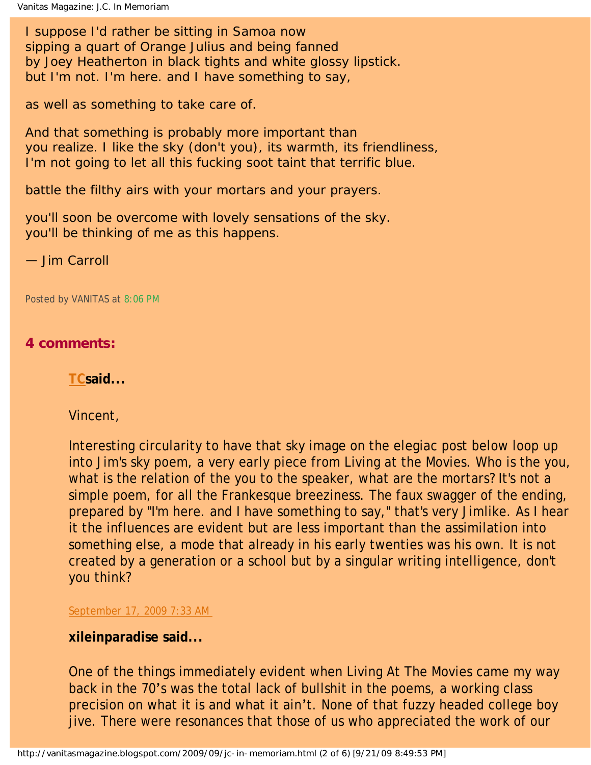I suppose I'd rather be sitting in Samoa now
sipping a quart of Orange Julius and being fanned
by Joey Heatherton in black tights and white glossy lipstick.
but I'm not. I'm here. and I have something to say,

as well as something to take care of.

And that something is probably more important than
you realize. I like the sky (don't you), its warmth, its friendliness,
I'm not going to let all this fucking soot taint that terrific blue.

battle the filthy airs with your mortars and your prayers.

you'll soon be overcome with lovely sensations of the sky.
you'll be thinking of me as this happens.

— Jim Carroll

Posted by VANITAS at 8:06 PM

## 4 comments:

**TC said...**

Vincent,

Interesting circularity to have that sky image on the elegiac post below loop up into Jim's sky poem, a very early piece from Living at the Movies. Who is the you, what is the relation of the you to the speaker, what are the mortars? It's not a simple poem, for all the Frankesque breeziness. The faux swagger of the ending, prepared by "I'm here. and I have something to say," that's very Jimlike. As I hear it the influences are evident but are less important than the assimilation into something else, a mode that already in his early twenties was his own. It is not created by a generation or a school but by a singular writing intelligence, don't you think?

September 17, 2009 7:33 AM

**xileinparadise said...**

One of the things immediately evident when Living At The Movies came my way back in the 70's was the total lack of bullshit in the poems, a working class precision on what it is and what it ain't. None of that fuzzy headed college boy jive. There were resonances that those of us who appreciated the work of our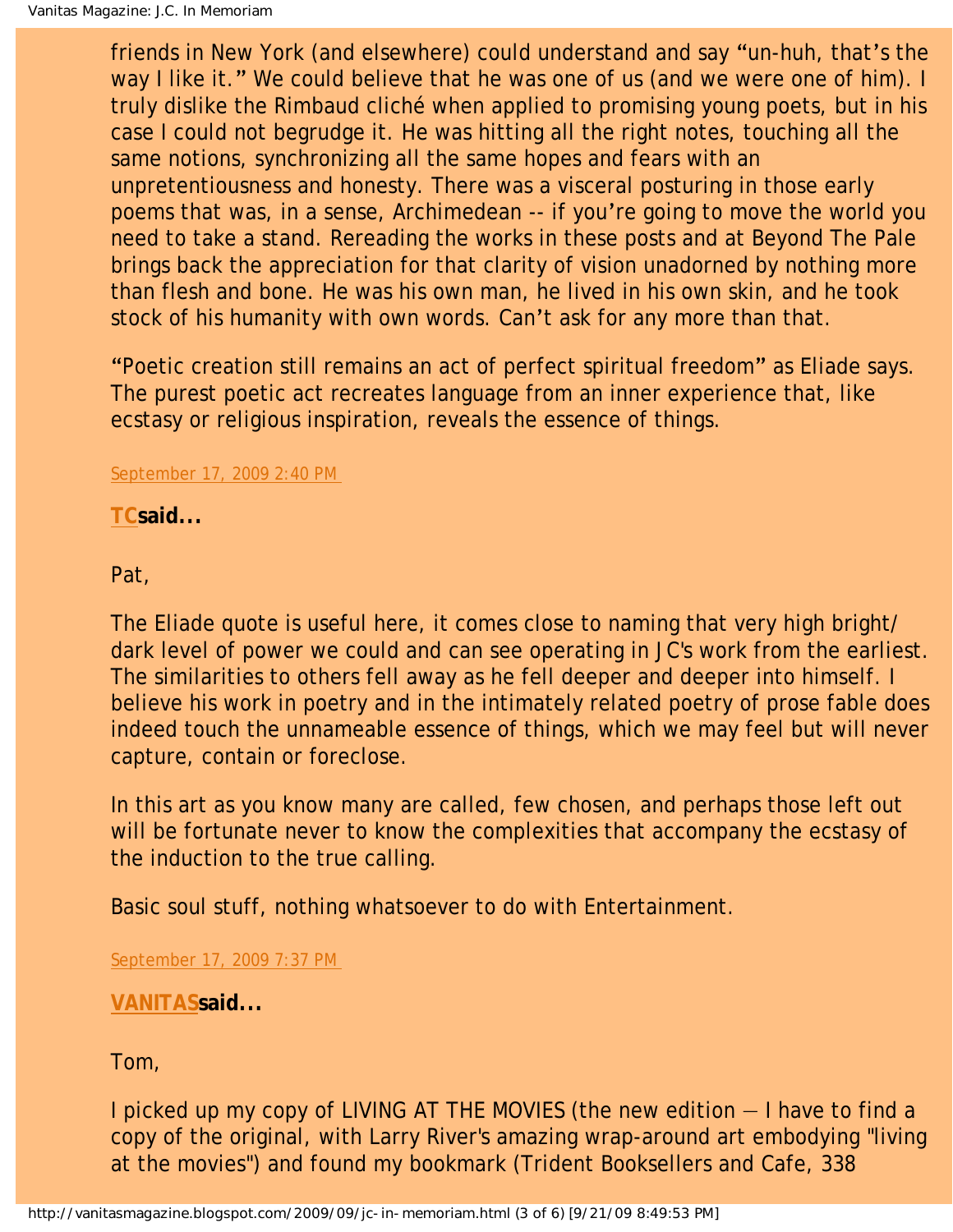friends in New York (and elsewhere) could understand and say “un-huh, that’s the way I like it.” We could believe that he was one of us (and we were one of him). I truly dislike the Rimbaud cliché when applied to promising young poets, but in his case I could not begrudge it. He was hitting all the right notes, touching all the same notions, synchronizing all the same hopes and fears with an unpretentiousness and honesty. There was a visceral posturing in those early poems that was, in a sense, Archimedean -- if you’re going to move the world you need to take a stand. Rereading the works in these posts and at Beyond The Pale brings back the appreciation for that clarity of vision unadorned by nothing more than flesh and bone. He was his own man, he lived in his own skin, and he took stock of his humanity with own words. Can’t ask for any more than that.

“Poetic creation still remains an act of perfect spiritual freedom” as Eliade says. The purest poetic act recreates language from an inner experience that, like ecstasy or religious inspiration, reveals the essence of things.

September 17, 2009 2:40 PM

**TC said...**

Pat,

The Eliade quote is useful here, it comes close to naming that very high bright/dark level of power we could and can see operating in JC's work from the earliest. The similarities to others fell away as he fell deeper and deeper into himself. I believe his work in poetry and in the intimately related poetry of prose fable does indeed touch the unnameable essence of things, which we may feel but will never capture, contain or foreclose.

In this art as you know many are called, few chosen, and perhaps those left out will be fortunate never to know the complexities that accompany the ecstasy of the induction to the true calling.

Basic soul stuff, nothing whatsoever to do with Entertainment.

September 17, 2009 7:37 PM

**VANITAS said...**

Tom,

I picked up my copy of LIVING AT THE MOVIES (the new edition — I have to find a copy of the original, with Larry River's amazing wrap-around art embodying "living at the movies") and found my bookmark (Trident Booksellers and Cafe, 338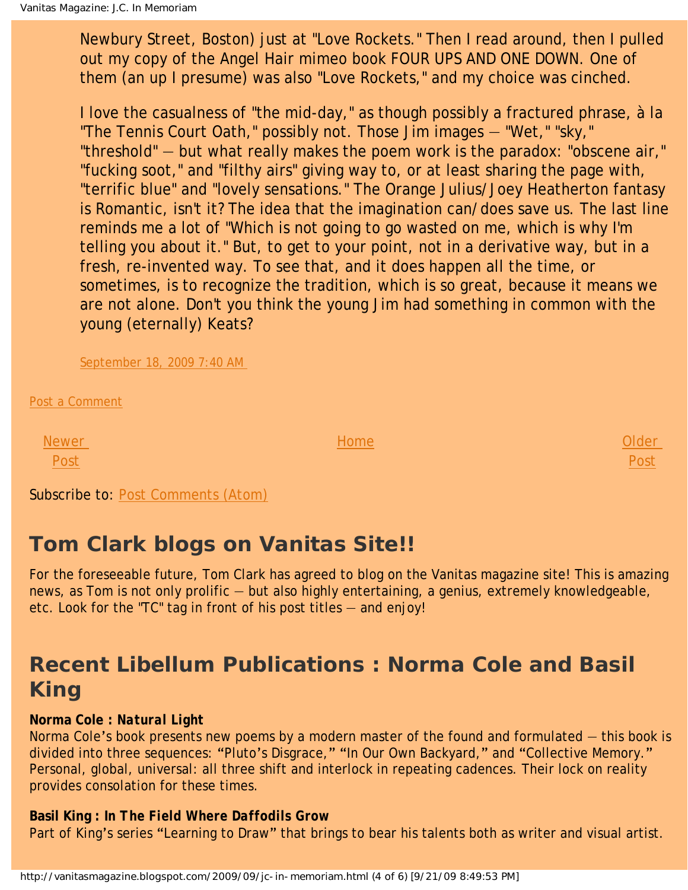Newbury Street, Boston) just at "Love Rockets." Then I read around, then I pulled out my copy of the Angel Hair mimeo book FOUR UPS AND ONE DOWN. One of them (an up I presume) was also "Love Rockets," and my choice was cinched.

I love the casualness of "the mid-day," as though possibly a fractured phrase, à la "The Tennis Court Oath," possibly not. Those Jim images — "Wet," "sky," "threshold" — but what really makes the poem work is the paradox: "obscene air," "fucking soot," and "filthy airs" giving way to, or at least sharing the page with, "terrific blue" and "lovely sensations." The Orange Julius/Joey Heatherton fantasy is Romantic, isn't it? The idea that the imagination can/does save us. The last line reminds me a lot of "Which is not going to go wasted on me, which is why I'm telling you about it." But, to get to your point, not in a derivative way, but in a fresh, re-invented way. To see that, and it does happen all the time, or sometimes, is to recognize the tradition, which is so great, because it means we are not alone. Don't you think the young Jim had something in common with the young (eternally) Keats?

September 18, 2009 7:40 AM

Post a Comment

Newer Post | Home | Older Post

Subscribe to: Post Comments (Atom)

## Tom Clark blogs on Vanitas Site!!

For the foreseeable future, Tom Clark has agreed to blog on the Vanitas magazine site! This is amazing news, as Tom is not only prolific — but also highly entertaining, a genius, extremely knowledgeable, etc. Look for the "TC" tag in front of his post titles — and enjoy!

## Recent Libellum Publications : Norma Cole and Basil King

**Norma Cole : *Natural Light***
Norma Cole's book presents new poems by a modern master of the found and formulated — this book is divided into three sequences: "Pluto's Disgrace," "In Our Own Backyard," and "Collective Memory." Personal, global, universal: all three shift and interlock in repeating cadences. Their lock on reality provides consolation for these times.

**Basil King : *In The Field Where Daffodils Grow***
Part of King's series "Learning to Draw" that brings to bear his talents both as writer and visual artist.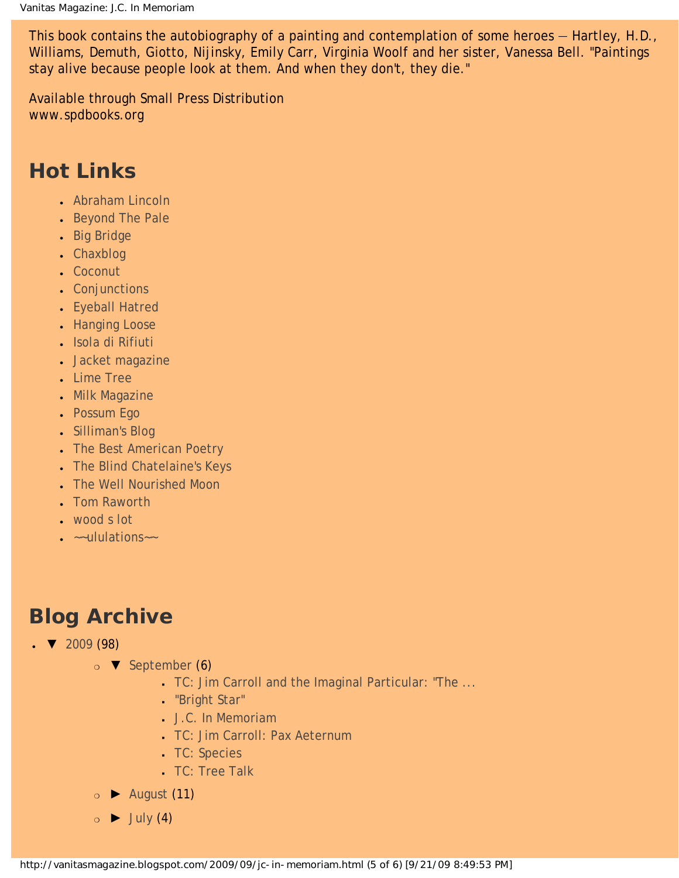This book contains the autobiography of a painting and contemplation of some heroes — Hartley, H.D., Williams, Demuth, Giotto, Nijinsky, Emily Carr, Virginia Woolf and her sister, Vanessa Bell. "Paintings stay alive because people look at them. And when they don't, they die."

Available through Small Press Distribution
www.spdbooks.org

## Hot Links

- Abraham Lincoln
- Beyond The Pale
- Big Bridge
- Chaxblog
- Coconut
- Conjunctions
- Eyeball Hatred
- Hanging Loose
- Isola di Rifiuti
- Jacket magazine
- Lime Tree
- Milk Magazine
- Possum Ego
- Silliman's Blog
- The Best American Poetry
- The Blind Chatelaine's Keys
- The Well Nourished Moon
- Tom Raworth
- wood s lot
- ~~ululations~~

## Blog Archive

- ▼ 2009 (98)
  - ▼ September (6)
    - TC: Jim Carroll and the Imaginal Particular: "The ...
    - "Bright Star"
    - J.C. In Memoriam
    - TC: Jim Carroll: Pax Aeternum
    - TC: Species
    - TC: Tree Talk
  - ► August (11)
  - ► July (4)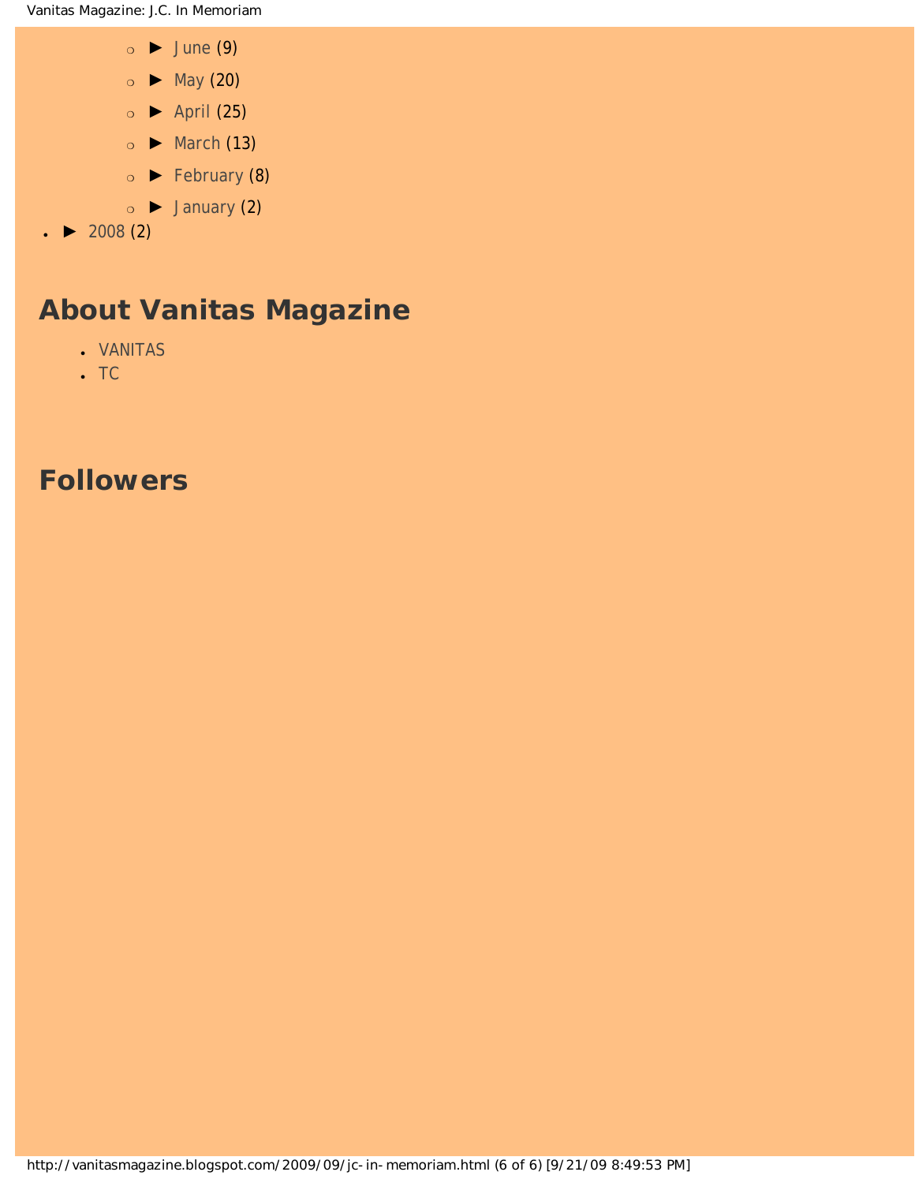- ► June (9)
    - ► May (20)
    - ► April (25)
    - ► March (13)
    - ► February (8)
    - ► January (2)
- ► 2008 (2)

## About Vanitas Magazine

- VANITAS
- TC

## Followers